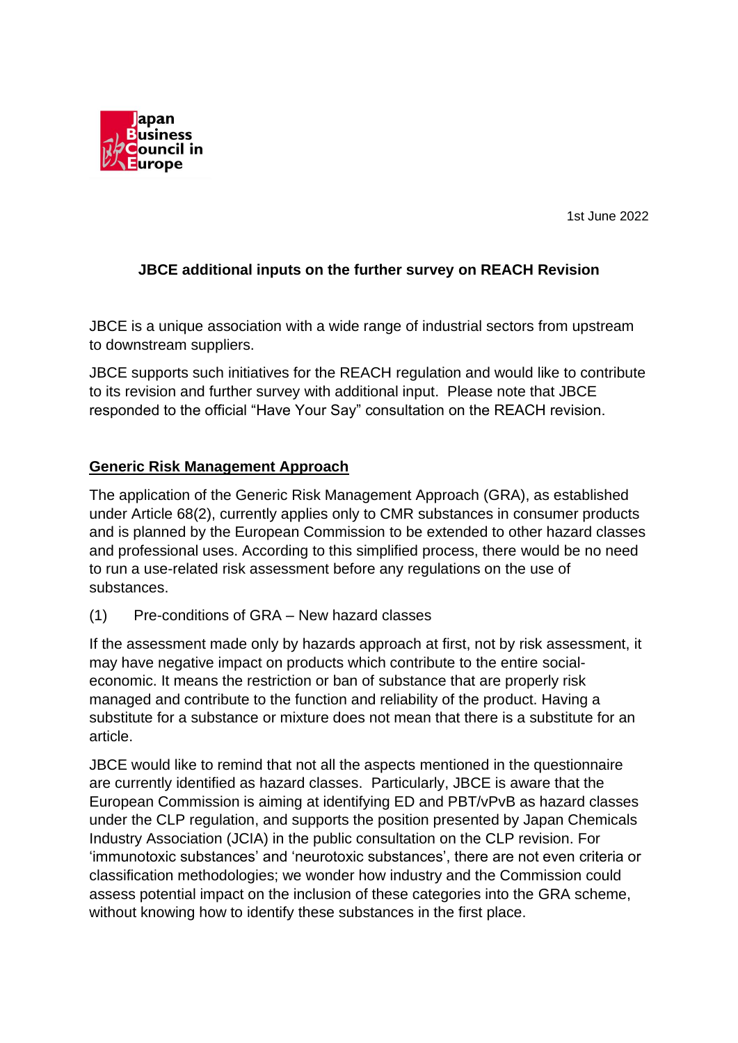Japan Business Council in Europe

1st June 2022

## JBCE additional inputs on the further survey on REACH Revision

JBCE is a unique association with a wide range of industrial sectors from upstream to downstream suppliers.

JBCE supports such initiatives for the REACH regulation and would like to contribute to its revision and further survey with additional input. Please note that JBCE responded to the official "Have Your Say" consultation on the REACH revision.

### Generic Risk Management Approach

The application of the Generic Risk Management Approach (GRA), as established under Article 68(2), currently applies only to CMR substances in consumer products and is planned by the European Commission to be extended to other hazard classes and professional uses. According to this simplified process, there would be no need to run a use-related risk assessment before any regulations on the use of substances.

(1) Pre-conditions of GRA – New hazard classes

If the assessment made only by hazards approach at first, not by risk assessment, it may have negative impact on products which contribute to the entire social-economic. It means the restriction or ban of substance that are properly risk managed and contribute to the function and reliability of the product. Having a substitute for a substance or mixture does not mean that there is a substitute for an article.

JBCE would like to remind that not all the aspects mentioned in the questionnaire are currently identified as hazard classes. Particularly, JBCE is aware that the European Commission is aiming at identifying ED and PBT/vPvB as hazard classes under the CLP regulation, and supports the position presented by Japan Chemicals Industry Association (JCIA) in the public consultation on the CLP revision. For 'immunotoxic substances' and 'neurotoxic substances', there are not even criteria or classification methodologies; we wonder how industry and the Commission could assess potential impact on the inclusion of these categories into the GRA scheme, without knowing how to identify these substances in the first place.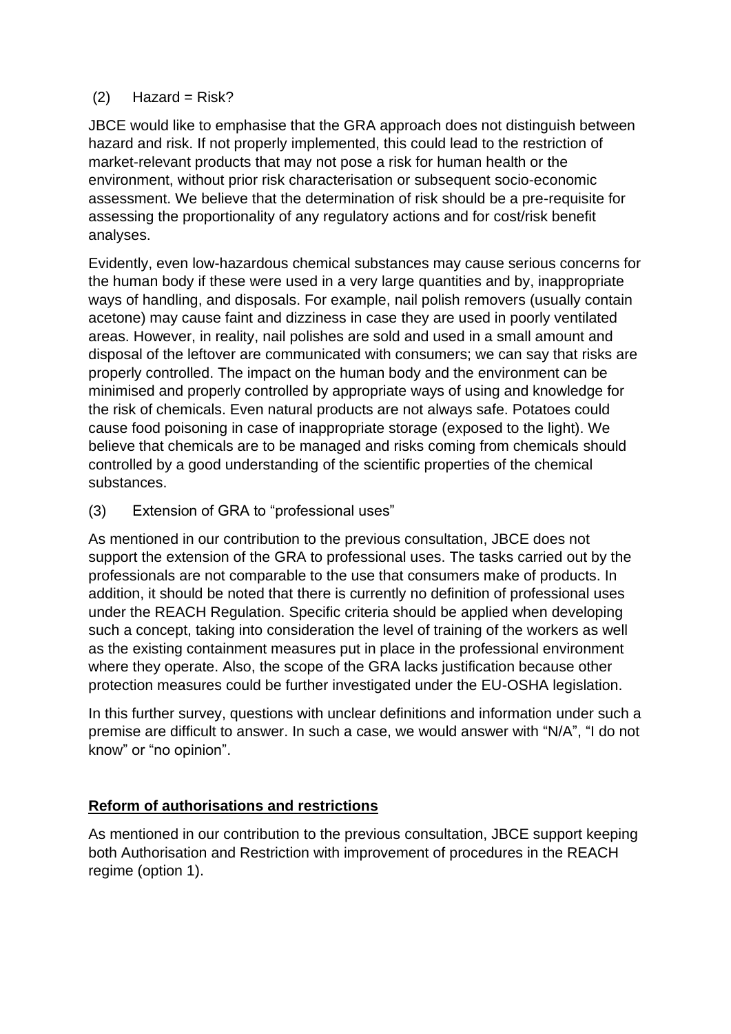(2) Hazard = Risk?

JBCE would like to emphasise that the GRA approach does not distinguish between hazard and risk. If not properly implemented, this could lead to the restriction of market-relevant products that may not pose a risk for human health or the environment, without prior risk characterisation or subsequent socio-economic assessment. We believe that the determination of risk should be a pre-requisite for assessing the proportionality of any regulatory actions and for cost/risk benefit analyses.

Evidently, even low-hazardous chemical substances may cause serious concerns for the human body if these were used in a very large quantities and by, inappropriate ways of handling, and disposals. For example, nail polish removers (usually contain acetone) may cause faint and dizziness in case they are used in poorly ventilated areas. However, in reality, nail polishes are sold and used in a small amount and disposal of the leftover are communicated with consumers; we can say that risks are properly controlled. The impact on the human body and the environment can be minimised and properly controlled by appropriate ways of using and knowledge for the risk of chemicals. Even natural products are not always safe. Potatoes could cause food poisoning in case of inappropriate storage (exposed to the light). We believe that chemicals are to be managed and risks coming from chemicals should controlled by a good understanding of the scientific properties of the chemical substances.

(3) Extension of GRA to "professional uses"

As mentioned in our contribution to the previous consultation, JBCE does not support the extension of the GRA to professional uses. The tasks carried out by the professionals are not comparable to the use that consumers make of products. In addition, it should be noted that there is currently no definition of professional uses under the REACH Regulation. Specific criteria should be applied when developing such a concept, taking into consideration the level of training of the workers as well as the existing containment measures put in place in the professional environment where they operate. Also, the scope of the GRA lacks justification because other protection measures could be further investigated under the EU-OSHA legislation.

In this further survey, questions with unclear definitions and information under such a premise are difficult to answer. In such a case, we would answer with "N/A", "I do not know" or "no opinion".

**Reform of authorisations and restrictions**

As mentioned in our contribution to the previous consultation, JBCE support keeping both Authorisation and Restriction with improvement of procedures in the REACH regime (option 1).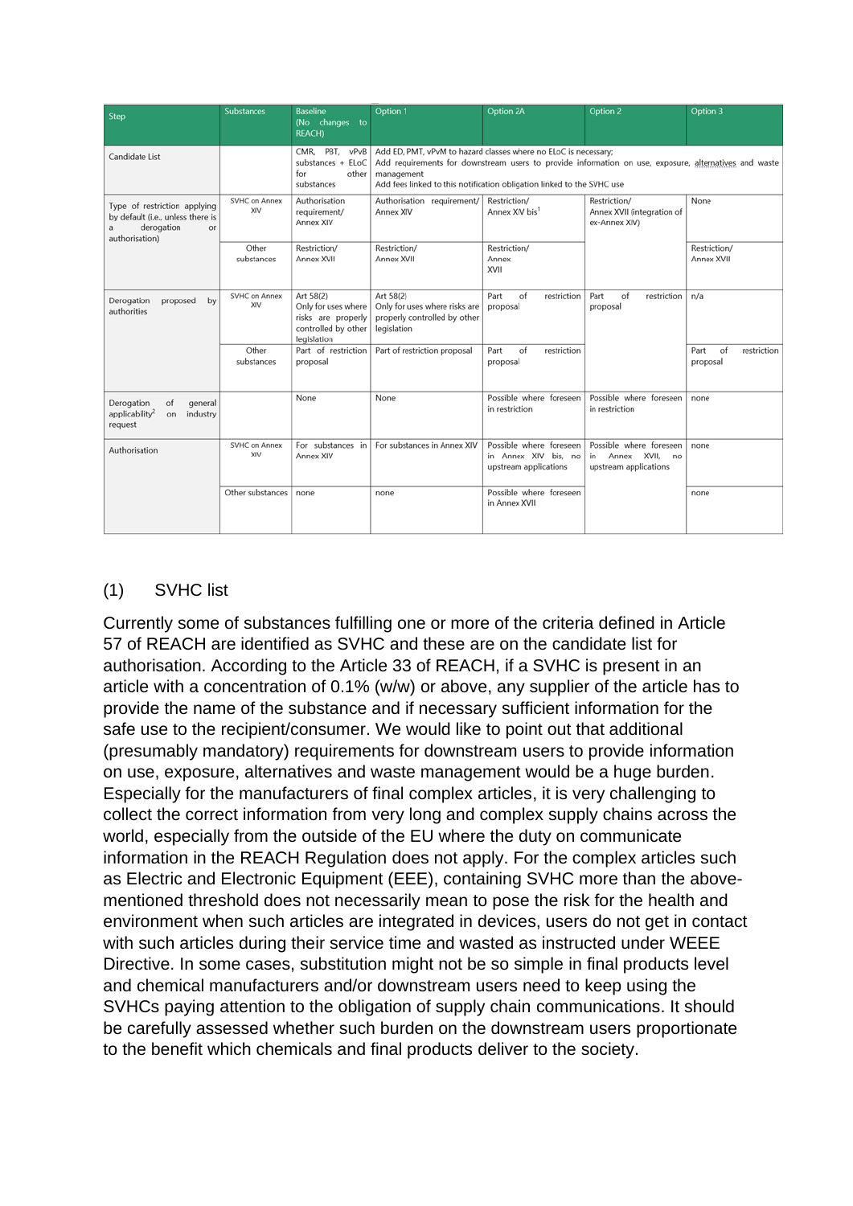| Step | Substances | Baseline (No changes to REACH) | Option 1 | Option 2A | Option 2 | Option 3 |
|---|---|---|---|---|---|---|
| Candidate List | | CMR, PBT, vPvB substances + ELoC for other substances | Add ED, PMT, vPvM to hazard classes where no ELoC is necessary; Add requirements for downstream users to provide information on use, exposure, alternatives and waste management; Add fees linked to this notification obligation linked to the SVHC use | | | |
| Type of restriction applying by default (i.e., unless there is a derogation or authorisation) | SVHC on Annex XIV | Authorisation requirement/ Annex XIV | Authorisation requirement/ Annex XIV | Restriction/ Annex XIV bis[1] | Restriction/ Annex XVII (integration of ex-Annex XIV) | None |
| | Other substances | Restriction/ Annex XVII | Restriction/ Annex XVII | Restriction/ Annex XVII | | Restriction/ Annex XVII |
| Derogation proposed by authorities | SVHC on Annex XIV | Art 58(2) Only for uses where risks are properly controlled by other legislation | Art 58(2) Only for uses where risks are properly controlled by other legislation | Part of restriction proposal | Part of restriction proposal | n/a |
| | Other substances | Part of restriction proposal | Part of restriction proposal | Part of restriction proposal | | Part of restriction proposal |
| Derogation of general applicability[2] on industry request | | None | None | Possible where foreseen in restriction | Possible where foreseen in restriction | none |
| Authorisation | SVHC on Annex XIV | For substances in Annex XIV | For substances in Annex XIV | Possible where foreseen in Annex XIV bis, no upstream applications | Possible where foreseen in Annex XVII, no upstream applications | none |
| | Other substances | none | none | Possible where foreseen in Annex XVII | | none |

(1) SVHC list

Currently some of substances fulfilling one or more of the criteria defined in Article 57 of REACH are identified as SVHC and these are on the candidate list for authorisation. According to the Article 33 of REACH, if a SVHC is present in an article with a concentration of 0.1% (w/w) or above, any supplier of the article has to provide the name of the substance and if necessary sufficient information for the safe use to the recipient/consumer. We would like to point out that additional (presumably mandatory) requirements for downstream users to provide information on use, exposure, alternatives and waste management would be a huge burden. Especially for the manufacturers of final complex articles, it is very challenging to collect the correct information from very long and complex supply chains across the world, especially from the outside of the EU where the duty on communicate information in the REACH Regulation does not apply. For the complex articles such as Electric and Electronic Equipment (EEE), containing SVHC more than the above-mentioned threshold does not necessarily mean to pose the risk for the health and environment when such articles are integrated in devices, users do not get in contact with such articles during their service time and wasted as instructed under WEEE Directive. In some cases, substitution might not be so simple in final products level and chemical manufacturers and/or downstream users need to keep using the SVHCs paying attention to the obligation of supply chain communications. It should be carefully assessed whether such burden on the downstream users proportionate to the benefit which chemicals and final products deliver to the society.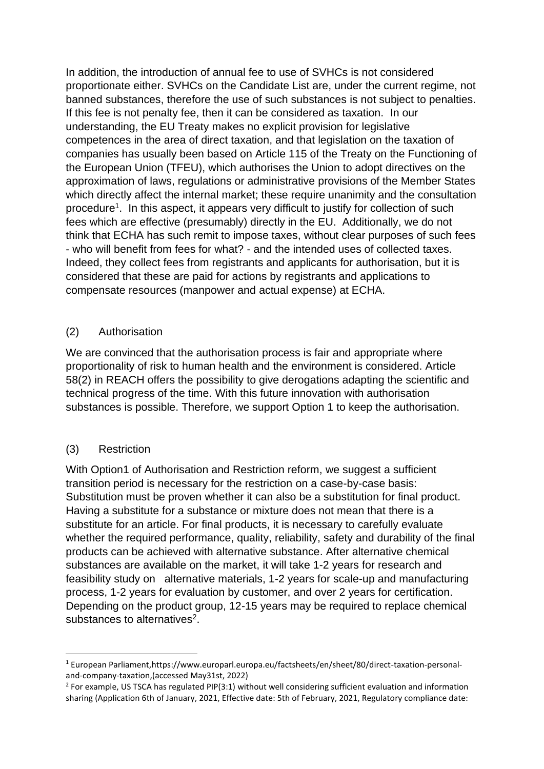In addition, the introduction of annual fee to use of SVHCs is not considered proportionate either. SVHCs on the Candidate List are, under the current regime, not banned substances, therefore the use of such substances is not subject to penalties. If this fee is not penalty fee, then it can be considered as taxation. In our understanding, the EU Treaty makes no explicit provision for legislative competences in the area of direct taxation, and that legislation on the taxation of companies has usually been based on Article 115 of the Treaty on the Functioning of the European Union (TFEU), which authorises the Union to adopt directives on the approximation of laws, regulations or administrative provisions of the Member States which directly affect the internal market; these require unanimity and the consultation procedure[1]. In this aspect, it appears very difficult to justify for collection of such fees which are effective (presumably) directly in the EU. Additionally, we do not think that ECHA has such remit to impose taxes, without clear purposes of such fees - who will benefit from fees for what? - and the intended uses of collected taxes. Indeed, they collect fees from registrants and applicants for authorisation, but it is considered that these are paid for actions by registrants and applications to compensate resources (manpower and actual expense) at ECHA.

(2) Authorisation

We are convinced that the authorisation process is fair and appropriate where proportionality of risk to human health and the environment is considered. Article 58(2) in REACH offers the possibility to give derogations adapting the scientific and technical progress of the time. With this future innovation with authorisation substances is possible. Therefore, we support Option 1 to keep the authorisation.

(3) Restriction

With Option1 of Authorisation and Restriction reform, we suggest a sufficient transition period is necessary for the restriction on a case-by-case basis: Substitution must be proven whether it can also be a substitution for final product. Having a substitute for a substance or mixture does not mean that there is a substitute for an article. For final products, it is necessary to carefully evaluate whether the required performance, quality, reliability, safety and durability of the final products can be achieved with alternative substance. After alternative chemical substances are available on the market, it will take 1-2 years for research and feasibility study on alternative materials, 1-2 years for scale-up and manufacturing process, 1-2 years for evaluation by customer, and over 2 years for certification. Depending on the product group, 12-15 years may be required to replace chemical substances to alternatives[2].

---

[1] European Parliament,https://www.europarl.europa.eu/factsheets/en/sheet/80/direct-taxation-personal-and-company-taxation,(accessed May31st, 2022)

[2] For example, US TSCA has regulated PIP(3:1) without well considering sufficient evaluation and information sharing (Application 6th of January, 2021, Effective date: 5th of February, 2021, Regulatory compliance date: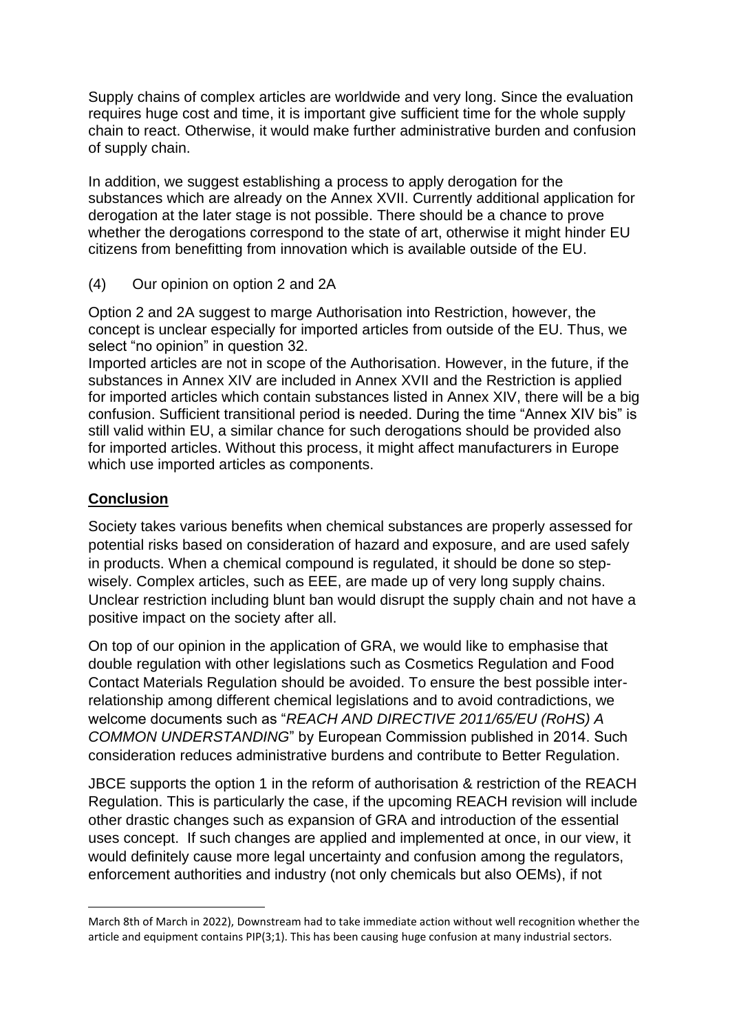Supply chains of complex articles are worldwide and very long. Since the evaluation requires huge cost and time, it is important give sufficient time for the whole supply chain to react. Otherwise, it would make further administrative burden and confusion of supply chain.

In addition, we suggest establishing a process to apply derogation for the substances which are already on the Annex XVII. Currently additional application for derogation at the later stage is not possible. There should be a chance to prove whether the derogations correspond to the state of art, otherwise it might hinder EU citizens from benefitting from innovation which is available outside of the EU.

(4) Our opinion on option 2 and 2A

Option 2 and 2A suggest to marge Authorisation into Restriction, however, the concept is unclear especially for imported articles from outside of the EU. Thus, we select "no opinion" in question 32.
Imported articles are not in scope of the Authorisation. However, in the future, if the substances in Annex XIV are included in Annex XVII and the Restriction is applied for imported articles which contain substances listed in Annex XIV, there will be a big confusion. Sufficient transitional period is needed. During the time "Annex XIV bis" is still valid within EU, a similar chance for such derogations should be provided also for imported articles. Without this process, it might affect manufacturers in Europe which use imported articles as components.

## **Conclusion**

Society takes various benefits when chemical substances are properly assessed for potential risks based on consideration of hazard and exposure, and are used safely in products. When a chemical compound is regulated, it should be done so step-wisely. Complex articles, such as EEE, are made up of very long supply chains. Unclear restriction including blunt ban would disrupt the supply chain and not have a positive impact on the society after all.

On top of our opinion in the application of GRA, we would like to emphasise that double regulation with other legislations such as Cosmetics Regulation and Food Contact Materials Regulation should be avoided. To ensure the best possible inter-relationship among different chemical legislations and to avoid contradictions, we welcome documents such as "*REACH AND DIRECTIVE 2011/65/EU (RoHS) A COMMON UNDERSTANDING*" by European Commission published in 2014. Such consideration reduces administrative burdens and contribute to Better Regulation.

JBCE supports the option 1 in the reform of authorisation & restriction of the REACH Regulation. This is particularly the case, if the upcoming REACH revision will include other drastic changes such as expansion of GRA and introduction of the essential uses concept. If such changes are applied and implemented at once, in our view, it would definitely cause more legal uncertainty and confusion among the regulators, enforcement authorities and industry (not only chemicals but also OEMs), if not

---

March 8th of March in 2022), Downstream had to take immediate action without well recognition whether the article and equipment contains PIP(3;1). This has been causing huge confusion at many industrial sectors.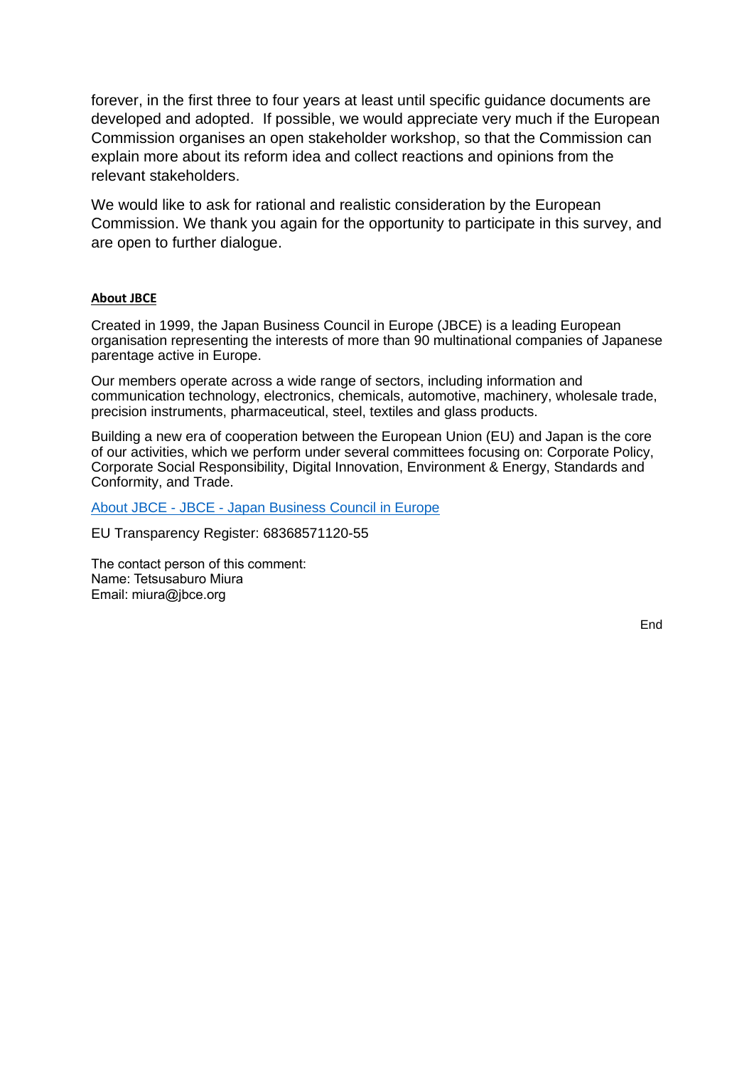forever, in the first three to four years at least until specific guidance documents are developed and adopted. If possible, we would appreciate very much if the European Commission organises an open stakeholder workshop, so that the Commission can explain more about its reform idea and collect reactions and opinions from the relevant stakeholders.

We would like to ask for rational and realistic consideration by the European Commission. We thank you again for the opportunity to participate in this survey, and are open to further dialogue.

**About JBCE**

Created in 1999, the Japan Business Council in Europe (JBCE) is a leading European organisation representing the interests of more than 90 multinational companies of Japanese parentage active in Europe.

Our members operate across a wide range of sectors, including information and communication technology, electronics, chemicals, automotive, machinery, wholesale trade, precision instruments, pharmaceutical, steel, textiles and glass products.

Building a new era of cooperation between the European Union (EU) and Japan is the core of our activities, which we perform under several committees focusing on: Corporate Policy, Corporate Social Responsibility, Digital Innovation, Environment & Energy, Standards and Conformity, and Trade.

About JBCE - JBCE - Japan Business Council in Europe

EU Transparency Register: 68368571120-55

The contact person of this comment:
Name: Tetsusaburo Miura
Email: miura@jbce.org

End